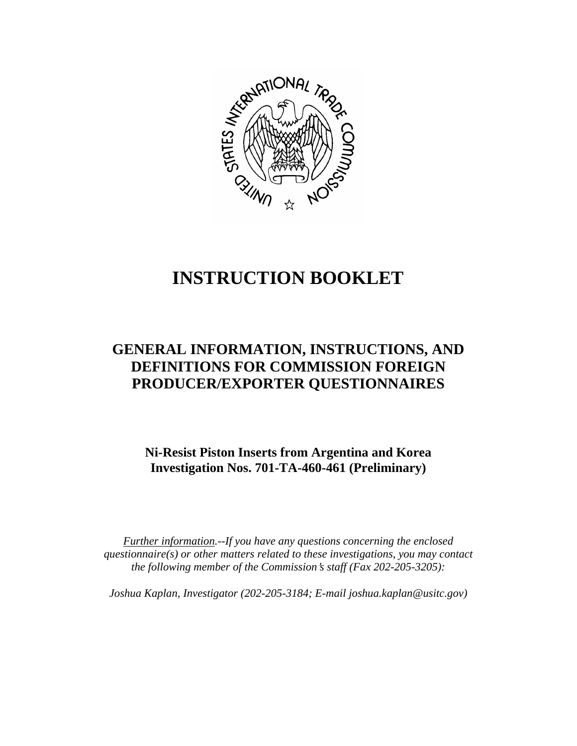# INSTRUCTION BOOKLET

## GENERAL INFORMATION, INSTRUCTIONS, AND DEFINITIONS FOR COMMISSION FOREIGN PRODUCER/EXPORTER QUESTIONNAIRES

**Ni-Resist Piston Inserts from Argentina and Korea**
**Investigation Nos. 701-TA-460-461 (Preliminary)**

*Further information.--If you have any questions concerning the enclosed questionnaire(s) or other matters related to these investigations, you may contact the following member of the Commission's staff (Fax 202-205-3205):*

*Joshua Kaplan, Investigator (202-205-3184; E-mail joshua.kaplan@usitc.gov)*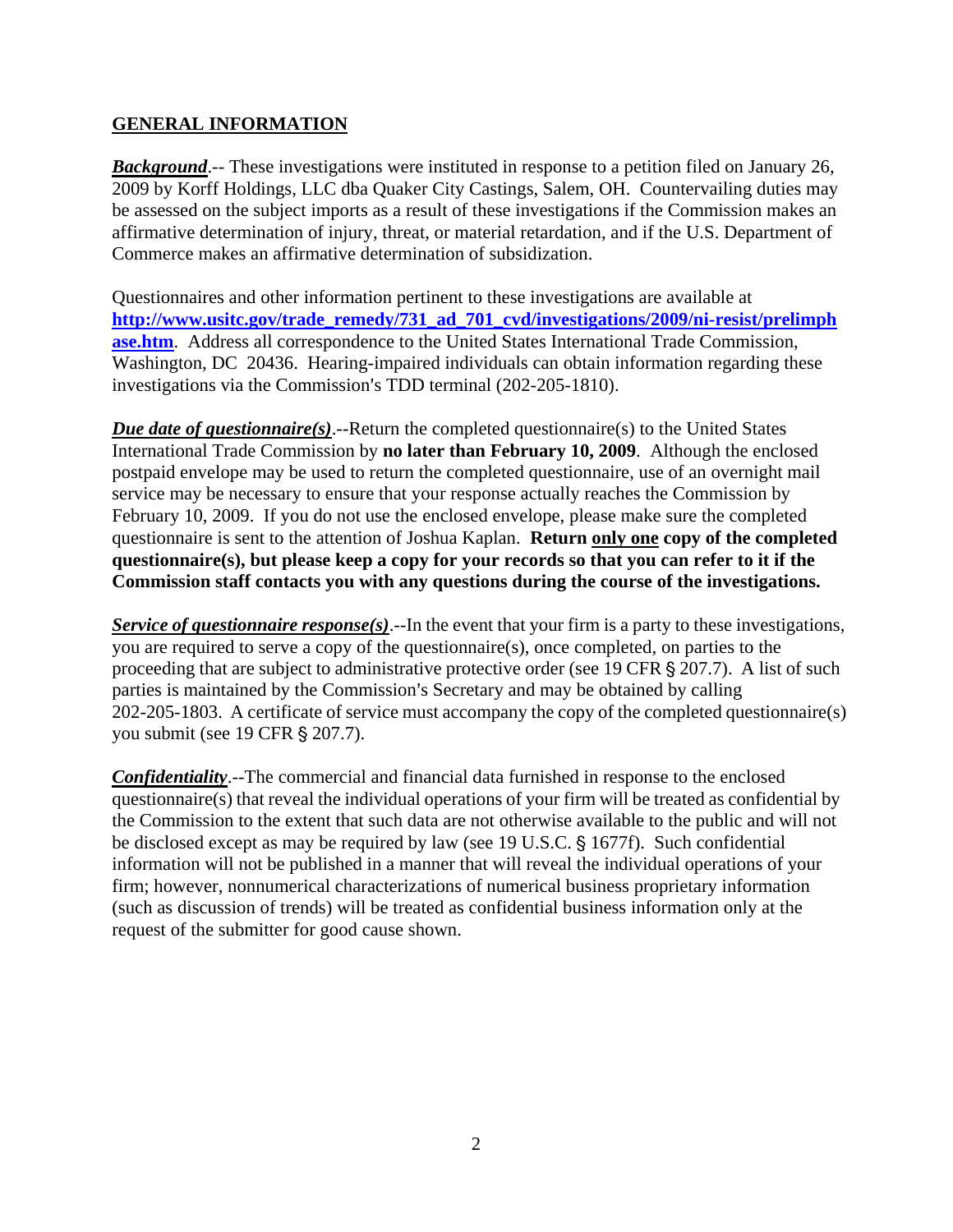## GENERAL INFORMATION

***Background***.-- These investigations were instituted in response to a petition filed on January 26, 2009 by Korff Holdings, LLC dba Quaker City Castings, Salem, OH. Countervailing duties may be assessed on the subject imports as a result of these investigations if the Commission makes an affirmative determination of injury, threat, or material retardation, and if the U.S. Department of Commerce makes an affirmative determination of subsidization.

Questionnaires and other information pertinent to these investigations are available at **http://www.usitc.gov/trade_remedy/731_ad_701_cvd/investigations/2009/ni-resist/prelimphase.htm**. Address all correspondence to the United States International Trade Commission, Washington, DC 20436. Hearing-impaired individuals can obtain information regarding these investigations via the Commission's TDD terminal (202-205-1810).

***Due date of questionnaire(s)***.--Return the completed questionnaire(s) to the United States International Trade Commission by **no later than February 10, 2009**. Although the enclosed postpaid envelope may be used to return the completed questionnaire, use of an overnight mail service may be necessary to ensure that your response actually reaches the Commission by February 10, 2009. If you do not use the enclosed envelope, please make sure the completed questionnaire is sent to the attention of Joshua Kaplan. **Return only one copy of the completed questionnaire(s), but please keep a copy for your records so that you can refer to it if the Commission staff contacts you with any questions during the course of the investigations.**

***Service of questionnaire response(s)***.--In the event that your firm is a party to these investigations, you are required to serve a copy of the questionnaire(s), once completed, on parties to the proceeding that are subject to administrative protective order (see 19 CFR § 207.7). A list of such parties is maintained by the Commission's Secretary and may be obtained by calling 202-205-1803. A certificate of service must accompany the copy of the completed questionnaire(s) you submit (see 19 CFR § 207.7).

***Confidentiality***.--The commercial and financial data furnished in response to the enclosed questionnaire(s) that reveal the individual operations of your firm will be treated as confidential by the Commission to the extent that such data are not otherwise available to the public and will not be disclosed except as may be required by law (see 19 U.S.C. § 1677f). Such confidential information will not be published in a manner that will reveal the individual operations of your firm; however, nonnumerical characterizations of numerical business proprietary information (such as discussion of trends) will be treated as confidential business information only at the request of the submitter for good cause shown.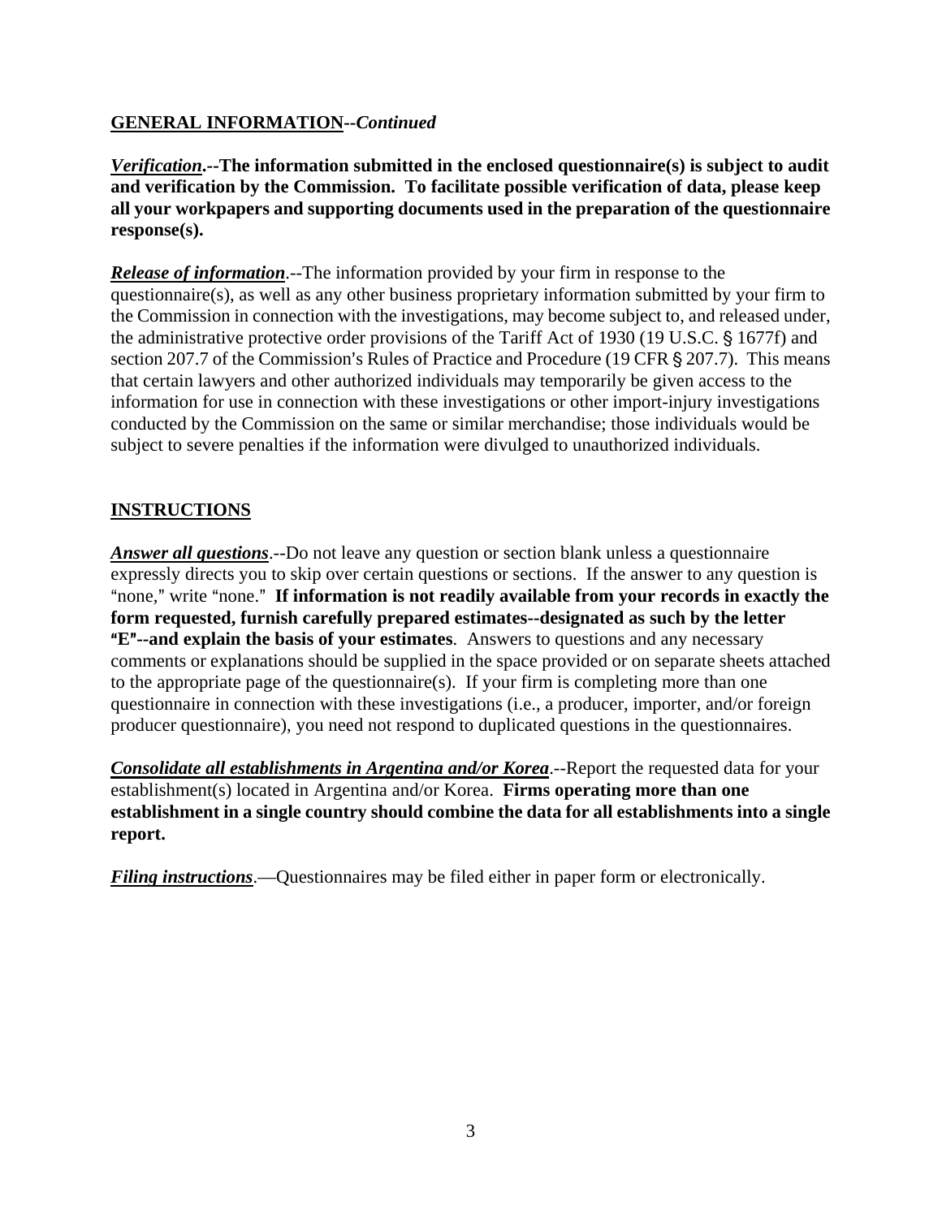## GENERAL INFORMATION--*Continued*

***Verification*.--The information submitted in the enclosed questionnaire(s) is subject to audit and verification by the Commission. To facilitate possible verification of data, please keep all your workpapers and supporting documents used in the preparation of the questionnaire response(s).**

***Release of information***.--The information provided by your firm in response to the questionnaire(s), as well as any other business proprietary information submitted by your firm to the Commission in connection with the investigations, may become subject to, and released under, the administrative protective order provisions of the Tariff Act of 1930 (19 U.S.C. § 1677f) and section 207.7 of the Commission's Rules of Practice and Procedure (19 CFR § 207.7). This means that certain lawyers and other authorized individuals may temporarily be given access to the information for use in connection with these investigations or other import-injury investigations conducted by the Commission on the same or similar merchandise; those individuals would be subject to severe penalties if the information were divulged to unauthorized individuals.

## INSTRUCTIONS

***Answer all questions***.--Do not leave any question or section blank unless a questionnaire expressly directs you to skip over certain questions or sections. If the answer to any question is "none," write "none." **If information is not readily available from your records in exactly the form requested, furnish carefully prepared estimates--designated as such by the letter "E"--and explain the basis of your estimates**. Answers to questions and any necessary comments or explanations should be supplied in the space provided or on separate sheets attached to the appropriate page of the questionnaire(s). If your firm is completing more than one questionnaire in connection with these investigations (i.e., a producer, importer, and/or foreign producer questionnaire), you need not respond to duplicated questions in the questionnaires.

***Consolidate all establishments in Argentina and/or Korea***.--Report the requested data for your establishment(s) located in Argentina and/or Korea. **Firms operating more than one establishment in a single country should combine the data for all establishments into a single report.**

***Filing instructions***.—Questionnaires may be filed either in paper form or electronically.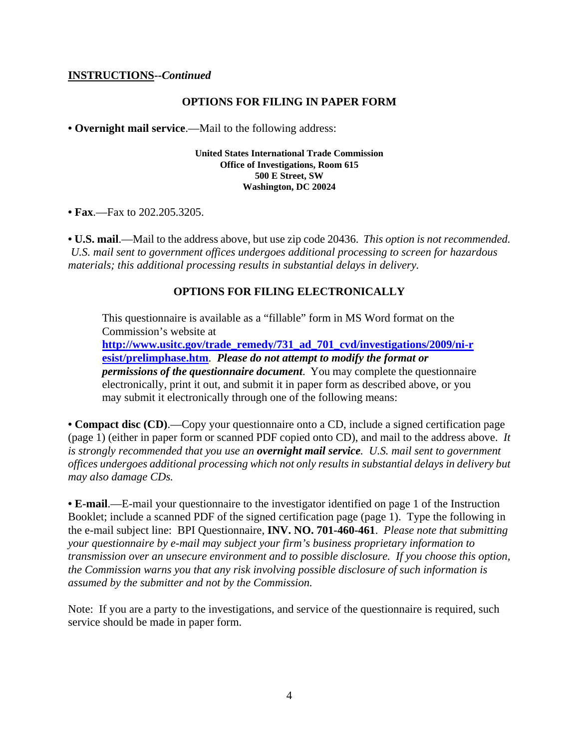**INSTRUCTIONS**--*Continued*

## OPTIONS FOR FILING IN PAPER FORM

• **Overnight mail service**.—Mail to the following address:

**United States International Trade Commission**
**Office of Investigations, Room 615**
**500 E Street, SW**
**Washington, DC 20024**

• **Fax**.—Fax to 202.205.3205.

• **U.S. mail**.—Mail to the address above, but use zip code 20436. *This option is not recommended. U.S. mail sent to government offices undergoes additional processing to screen for hazardous materials; this additional processing results in substantial delays in delivery.*

## OPTIONS FOR FILING ELECTRONICALLY

This questionnaire is available as a "fillable" form in MS Word format on the Commission's website at http://www.usitc.gov/trade_remedy/731_ad_701_cvd/investigations/2009/ni-resist/prelimphase.htm. ***Please do not attempt to modify the format or permissions of the questionnaire document***. You may complete the questionnaire electronically, print it out, and submit it in paper form as described above, or you may submit it electronically through one of the following means:

• **Compact disc (CD)**.—Copy your questionnaire onto a CD, include a signed certification page (page 1) (either in paper form or scanned PDF copied onto CD), and mail to the address above. *It is strongly recommended that you use an* ***overnight mail service****. U.S. mail sent to government offices undergoes additional processing which not only results in substantial delays in delivery but may also damage CDs.*

• **E-mail**.—E-mail your questionnaire to the investigator identified on page 1 of the Instruction Booklet; include a scanned PDF of the signed certification page (page 1). Type the following in the e-mail subject line: BPI Questionnaire, **INV. NO. 701-460-461**. *Please note that submitting your questionnaire by e-mail may subject your firm's business proprietary information to transmission over an unsecure environment and to possible disclosure. If you choose this option, the Commission warns you that any risk involving possible disclosure of such information is assumed by the submitter and not by the Commission.*

Note: If you are a party to the investigations, and service of the questionnaire is required, such service should be made in paper form.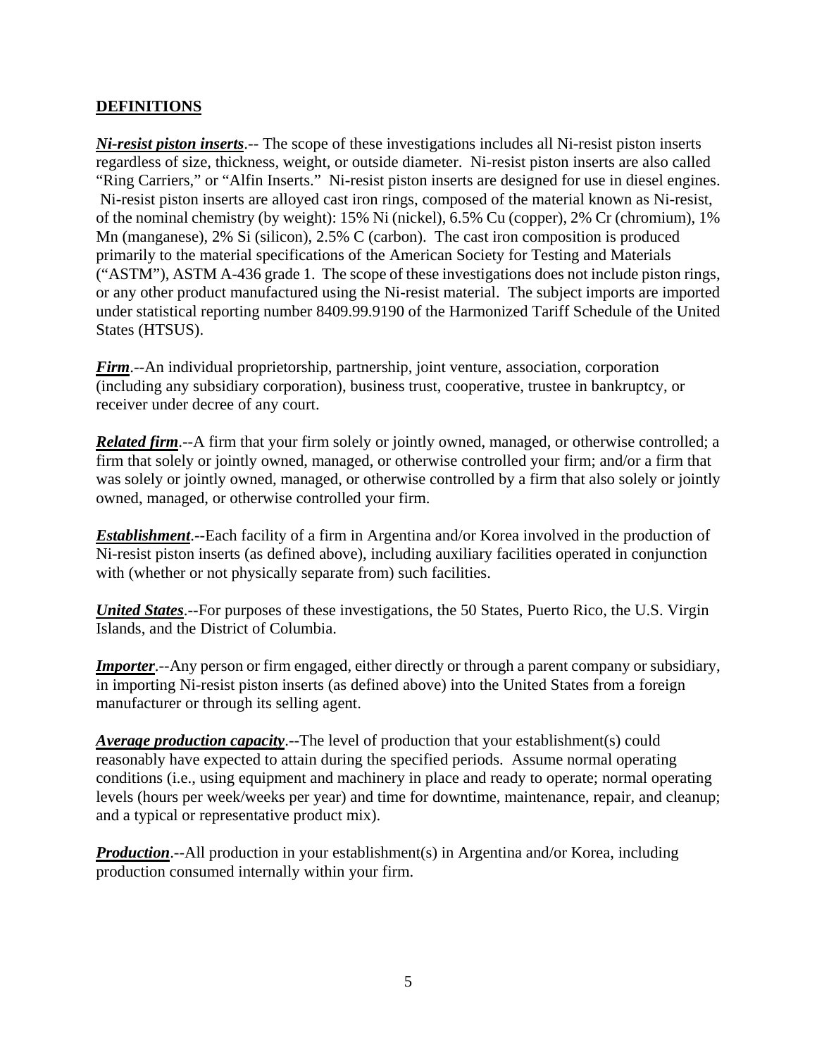## DEFINITIONS

***Ni-resist piston inserts***.-- The scope of these investigations includes all Ni-resist piston inserts regardless of size, thickness, weight, or outside diameter. Ni-resist piston inserts are also called "Ring Carriers," or "Alfin Inserts." Ni-resist piston inserts are designed for use in diesel engines. Ni-resist piston inserts are alloyed cast iron rings, composed of the material known as Ni-resist, of the nominal chemistry (by weight): 15% Ni (nickel), 6.5% Cu (copper), 2% Cr (chromium), 1% Mn (manganese), 2% Si (silicon), 2.5% C (carbon). The cast iron composition is produced primarily to the material specifications of the American Society for Testing and Materials ("ASTM"), ASTM A-436 grade 1. The scope of these investigations does not include piston rings, or any other product manufactured using the Ni-resist material. The subject imports are imported under statistical reporting number 8409.99.9190 of the Harmonized Tariff Schedule of the United States (HTSUS).

***Firm***.--An individual proprietorship, partnership, joint venture, association, corporation (including any subsidiary corporation), business trust, cooperative, trustee in bankruptcy, or receiver under decree of any court.

***Related firm***.--A firm that your firm solely or jointly owned, managed, or otherwise controlled; a firm that solely or jointly owned, managed, or otherwise controlled your firm; and/or a firm that was solely or jointly owned, managed, or otherwise controlled by a firm that also solely or jointly owned, managed, or otherwise controlled your firm.

***Establishment***.--Each facility of a firm in Argentina and/or Korea involved in the production of Ni-resist piston inserts (as defined above), including auxiliary facilities operated in conjunction with (whether or not physically separate from) such facilities.

***United States***.--For purposes of these investigations, the 50 States, Puerto Rico, the U.S. Virgin Islands, and the District of Columbia.

***Importer***.--Any person or firm engaged, either directly or through a parent company or subsidiary, in importing Ni-resist piston inserts (as defined above) into the United States from a foreign manufacturer or through its selling agent.

***Average production capacity***.--The level of production that your establishment(s) could reasonably have expected to attain during the specified periods. Assume normal operating conditions (i.e., using equipment and machinery in place and ready to operate; normal operating levels (hours per week/weeks per year) and time for downtime, maintenance, repair, and cleanup; and a typical or representative product mix).

***Production***.--All production in your establishment(s) in Argentina and/or Korea, including production consumed internally within your firm.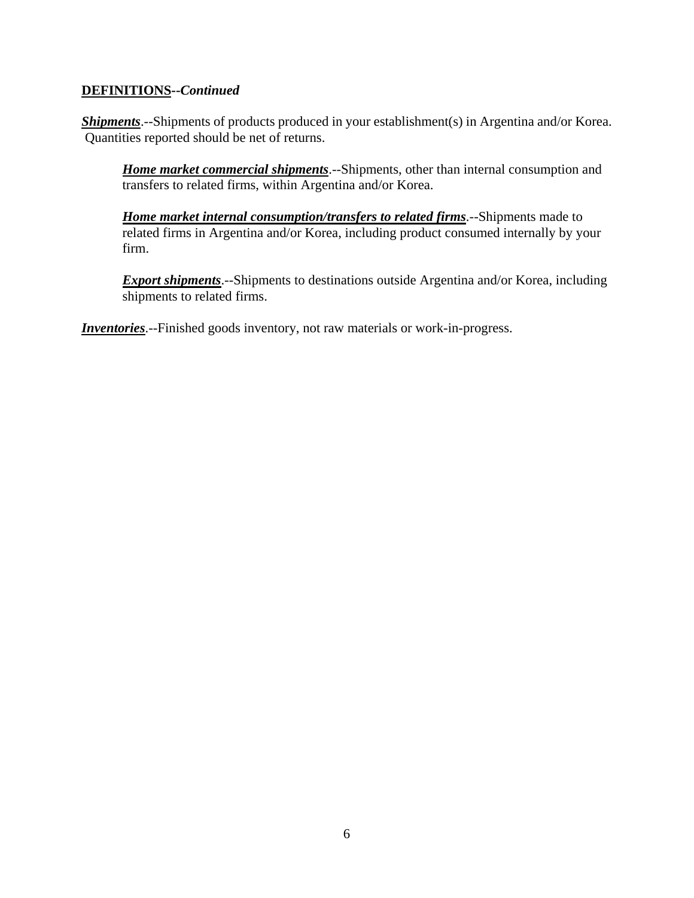**DEFINITIONS**--***Continued***

***Shipments***.--Shipments of products produced in your establishment(s) in Argentina and/or Korea. Quantities reported should be net of returns.

> ***Home market commercial shipments***.--Shipments, other than internal consumption and transfers to related firms, within Argentina and/or Korea.
>
> ***Home market internal consumption/transfers to related firms***.--Shipments made to related firms in Argentina and/or Korea, including product consumed internally by your firm.
>
> ***Export shipments***.--Shipments to destinations outside Argentina and/or Korea, including shipments to related firms.

***Inventories***.--Finished goods inventory, not raw materials or work-in-progress.